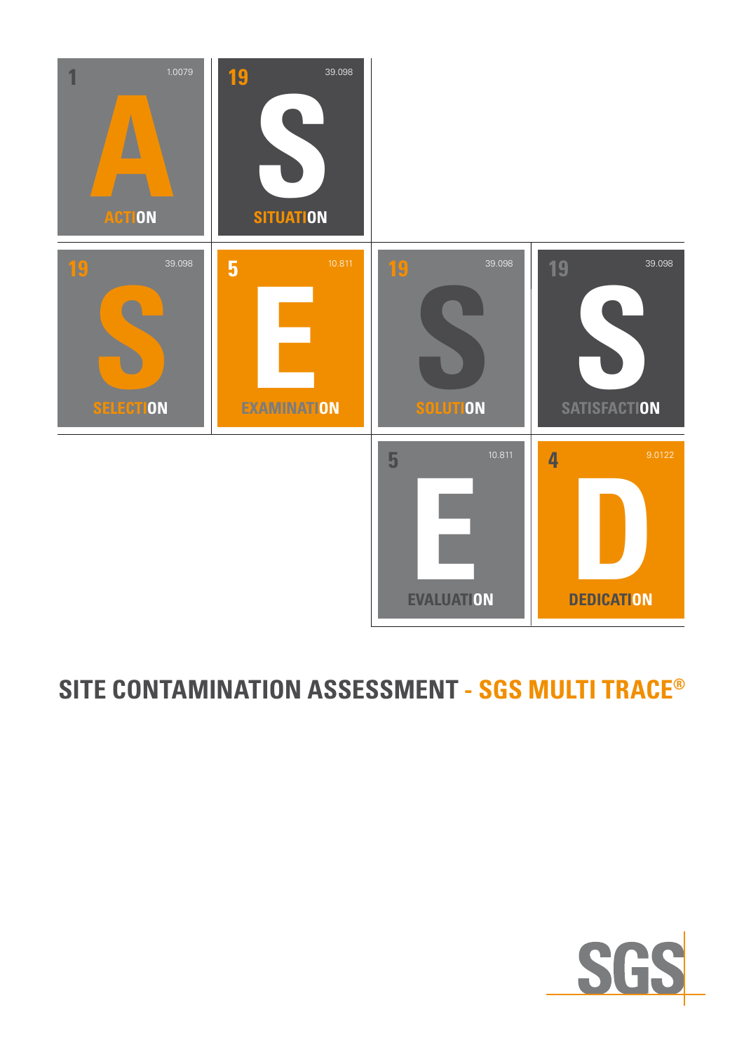| | | | |
|---|---|---|---|
| 1 1.0079 **A** ACTION | 19 39.098 **S** SITUATION | | |
| 19 39.098 **S** SELECTION | 5 10.811 **E** EXAMINATION | 19 39.098 **S** SOLUTION | 19 39.098 **S** SATISFACTION |
| | | 5 10.811 **E** EVALUATION | 4 9.0122 **D** DEDICATION |

# SITE CONTAMINATION ASSESSMENT - SGS MULTI TRACE®

SGS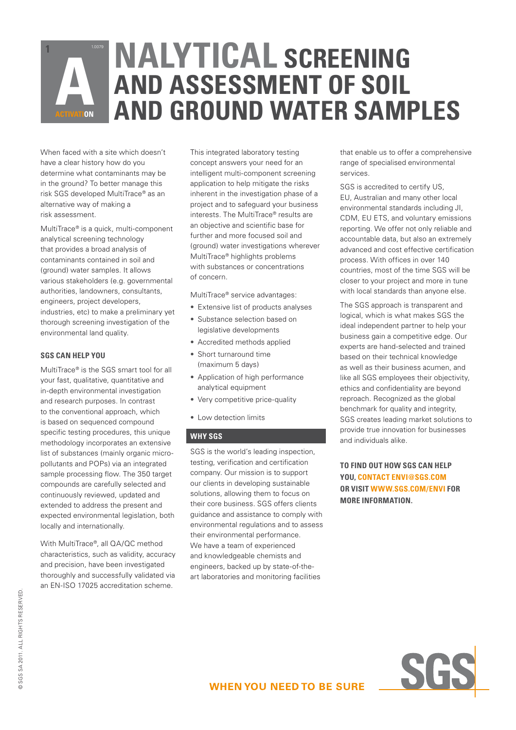# ANALYTICAL SCREENING AND ASSESSMENT OF SOIL AND GROUND WATER SAMPLES

When faced with a site which doesn't have a clear history how do you determine what contaminants may be in the ground? To better manage this risk SGS developed MultiTrace® as an alternative way of making a risk assessment.

MultiTrace® is a quick, multi-component analytical screening technology that provides a broad analysis of contaminants contained in soil and (ground) water samples. It allows various stakeholders (e.g. governmental authorities, landowners, consultants, engineers, project developers, industries, etc) to make a preliminary yet thorough screening investigation of the environmental land quality.

## SGS CAN HELP YOU

MultiTrace® is the SGS smart tool for all your fast, qualitative, quantitative and in-depth environmental investigation and research purposes. In contrast to the conventional approach, which is based on sequenced compound specific testing procedures, this unique methodology incorporates an extensive list of substances (mainly organic micro-pollutants and POPs) via an integrated sample processing flow. The 350 target compounds are carefully selected and continuously reviewed, updated and extended to address the present and expected environmental legislation, both locally and internationally.

With MultiTrace®, all QA/QC method characteristics, such as validity, accuracy and precision, have been investigated thoroughly and successfully validated via an EN-ISO 17025 accreditation scheme.

This integrated laboratory testing concept answers your need for an intelligent multi-component screening application to help mitigate the risks inherent in the investigation phase of a project and to safeguard your business interests. The MultiTrace® results are an objective and scientific base for further and more focused soil and (ground) water investigations wherever MultiTrace® highlights problems with substances or concentrations of concern.

MultiTrace® service advantages:

- Extensive list of products analyses
- Substance selection based on legislative developments
- Accredited methods applied
- Short turnaround time (maximum 5 days)
- Application of high performance analytical equipment
- Very competitive price-quality
- Low detection limits

## WHY SGS

SGS is the world's leading inspection, testing, verification and certification company. Our mission is to support our clients in developing sustainable solutions, allowing them to focus on their core business. SGS offers clients guidance and assistance to comply with environmental regulations and to assess their environmental performance. We have a team of experienced and knowledgeable chemists and engineers, backed up by state-of-the-art laboratories and monitoring facilities that enable us to offer a comprehensive range of specialised environmental services.

SGS is accredited to certify US, EU, Australian and many other local environmental standards including JI, CDM, EU ETS, and voluntary emissions reporting. We offer not only reliable and accountable data, but also an extremely advanced and cost effective certification process. With offices in over 140 countries, most of the time SGS will be closer to your project and more in tune with local standards than anyone else.

The SGS approach is transparent and logical, which is what makes SGS the ideal independent partner to help your business gain a competitive edge. Our experts are hand-selected and trained based on their technical knowledge as well as their business acumen, and like all SGS employees their objectivity, ethics and confidentiality are beyond reproach. Recognized as the global benchmark for quality and integrity, SGS creates leading market solutions to provide true innovation for businesses and individuals alike.

**TO FIND OUT HOW SGS CAN HELP YOU, CONTACT ENVI@SGS.COM OR VISIT WWW.SGS.COM/ENVI FOR MORE INFORMATION.**

© SGS SA 2011. ALL RIGHTS RESERVED.

WHEN YOU NEED TO BE SURE